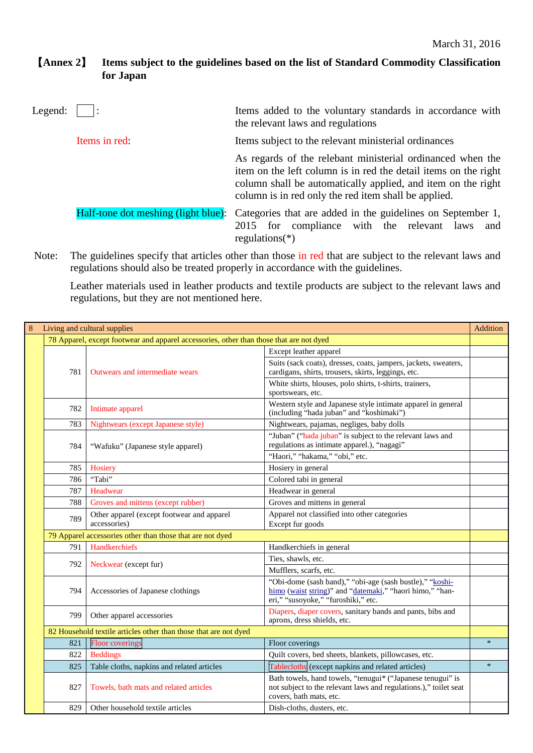March 31, 2016

## 【Annex 2】 Items subject to the guidelines based on the list of Standard Commodity Classification for Japan

Legend:

| | |
|---|---|
| ☐ : | Items added to the voluntary standards in accordance with the relevant laws and regulations |
| Items in red: | Items subject to the relevant ministerial ordinances |
| | As regards of the relebant ministerial ordinanced when the item on the left column is in red the detail items on the right column shall be automatically applied, and item on the right column is in red only the red item shall be applied. |
| Half-tone dot meshing (light blue): | Categories that are added in the guidelines on September 1, 2015 for compliance with the relevant laws and regulations(*) |

Note: The guidelines specify that articles other than those in red that are subject to the relevant laws and regulations should also be treated properly in accordance with the guidelines.

Leather materials used in leather products and textile products are subject to the relevant laws and regulations, but they are not mentioned here.

| 8 Living and cultural supplies | | | Addition |
|---|---|---|---|
| 78 Apparel, except footwear and apparel accessories, other than those that are not dyed | | | |
| 781 | Outwears and intermediate wears | Except leather apparel | |
| | | Suits (sack coats), dresses, coats, jampers, jackets, sweaters, cardigans, shirts, trousers, skirts, leggings, etc. | |
| | | White shirts, blouses, polo shirts, t-shirts, trainers, sportswears, etc. | |
| 782 | Intimate apparel | Western style and Japanese style intimate apparel in general (including “hada juban” and “koshimaki”) | |
| 783 | Nightwears (except Japanese style) | Nightwears, pajamas, negliges, baby dolls | |
| 784 | “Wafuku” (Japanese style apparel) | “Juban” (“hada juban” is subject to the relevant laws and regulations as intimate apparel.), “nagagi” | |
| | | “Haori,” “hakama,” “obi,” etc. | |
| 785 | Hosiery | Hosiery in general | |
| 786 | “Tabi” | Colored tabi in general | |
| 787 | Headwear | Headwear in general | |
| 788 | Groves and mittens (except rubber) | Groves and mittens in general | |
| 789 | Other apparel (except footwear and apparel accessories) | Apparel not classified into other categories Except fur goods | |
| 79 Apparel accessories other than those that are not dyed | | | |
| 791 | Handkerchiefs | Handkerchiefs in general | |
| 792 | Neckwear (except fur) | Ties, shawls, etc. | |
| | | Mufflers, scarfs, etc. | |
| 794 | Accessories of Japanese clothings | “Obi-dome (sash band),” “obi-age (sash bustle),” “koshi-himo (waist string)” and “datemaki,” “haori himo,” “han-eri,” “susoyoke,” “furoshiki,” etc. | |
| 799 | Other apparel accessories | Diapers, diaper covers, sanitary bands and pants, bibs and aprons, dress shields, etc. | |
| 82 Household textile articles other than those that are not dyed | | | |
| 821 | Floor coverings | Floor coverings | * |
| 822 | Beddings | Quilt covers, bed sheets, blankets, pillowcases, etc. | |
| 825 | Table cloths, napkins and related articles | Tablecloths (except napkins and related articles) | * |
| 827 | Towels, bath mats and related articles | Bath towels, hand towels, “tenugui* (“Japanese tenugui” is not subject to the relevant laws and regulations.),” toilet seat covers, bath mats, etc. | |
| 829 | Other household textile articles | Dish-cloths, dusters, etc. | |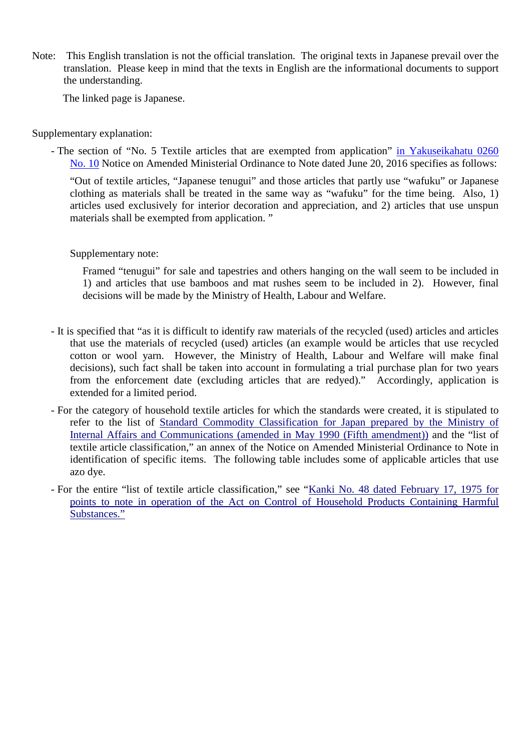Note: This English translation is not the official translation. The original texts in Japanese prevail over the translation. Please keep in mind that the texts in English are the informational documents to support the understanding.

The linked page is Japanese.

Supplementary explanation:

- The section of "No. 5 Textile articles that are exempted from application" in Yakuseikahatu 0260 No. 10 Notice on Amended Ministerial Ordinance to Note dated June 20, 2016 specifies as follows:

  "Out of textile articles, "Japanese tenugui" and those articles that partly use "wafuku" or Japanese clothing as materials shall be treated in the same way as "wafuku" for the time being. Also, 1) articles used exclusively for interior decoration and appreciation, and 2) articles that use unspun materials shall be exempted from application. "

  Supplementary note:

  Framed "tenugui" for sale and tapestries and others hanging on the wall seem to be included in 1) and articles that use bamboos and mat rushes seem to be included in 2). However, final decisions will be made by the Ministry of Health, Labour and Welfare.

- It is specified that "as it is difficult to identify raw materials of the recycled (used) articles and articles that use the materials of recycled (used) articles (an example would be articles that use recycled cotton or wool yarn. However, the Ministry of Health, Labour and Welfare will make final decisions), such fact shall be taken into account in formulating a trial purchase plan for two years from the enforcement date (excluding articles that are redyed)." Accordingly, application is extended for a limited period.

- For the category of household textile articles for which the standards were created, it is stipulated to refer to the list of Standard Commodity Classification for Japan prepared by the Ministry of Internal Affairs and Communications (amended in May 1990 (Fifth amendment)) and the "list of textile article classification," an annex of the Notice on Amended Ministerial Ordinance to Note in identification of specific items. The following table includes some of applicable articles that use azo dye.

- For the entire "list of textile article classification," see "Kanki No. 48 dated February 17, 1975 for points to note in operation of the Act on Control of Household Products Containing Harmful Substances."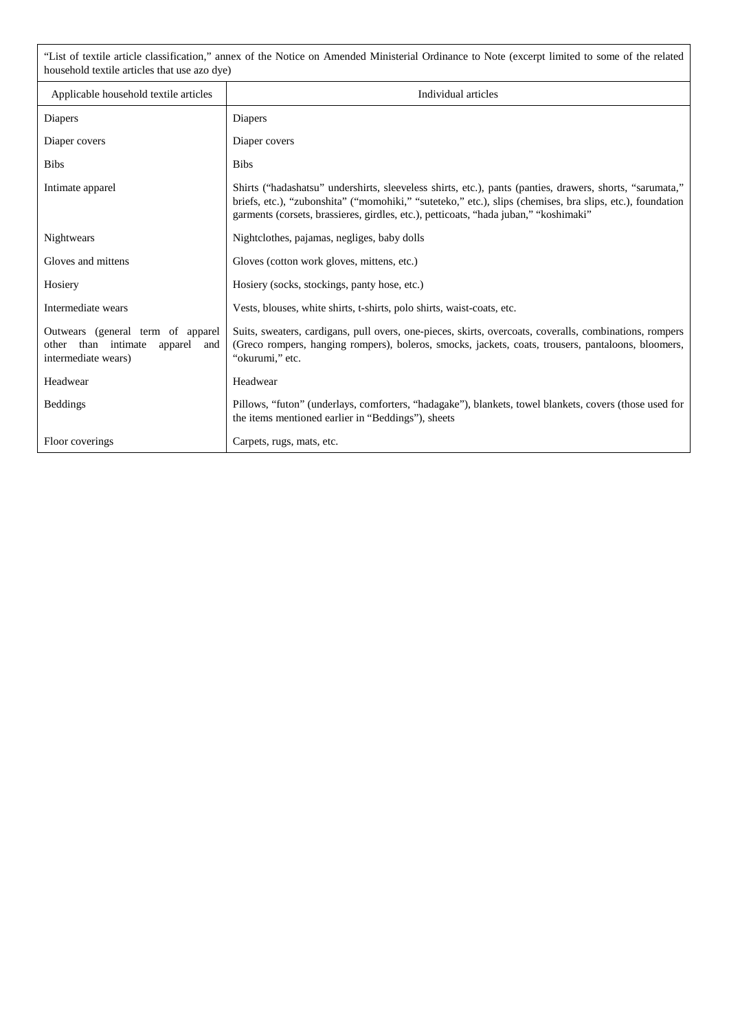“List of textile article classification,” annex of the Notice on Amended Ministerial Ordinance to Note (excerpt limited to some of the related household textile articles that use azo dye)

| Applicable household textile articles | Individual articles |
|---|---|
| Diapers | Diapers |
| Diaper covers | Diaper covers |
| Bibs | Bibs |
| Intimate apparel | Shirts (“hadashatsu” undershirts, sleeveless shirts, etc.), pants (panties, drawers, shorts, “sarumata,” briefs, etc.), “zubonshita” (“momohiki,” “suteteko,” etc.), slips (chemises, bra slips, etc.), foundation garments (corsets, brassieres, girdles, etc.), petticoats, “hada juban,” “koshimaki” |
| Nightwears | Nightclothes, pajamas, negliges, baby dolls |
| Gloves and mittens | Gloves (cotton work gloves, mittens, etc.) |
| Hosiery | Hosiery (socks, stockings, panty hose, etc.) |
| Intermediate wears | Vests, blouses, white shirts, t-shirts, polo shirts, waist-coats, etc. |
| Outwears (general term of apparel other than intimate apparel and intermediate wears) | Suits, sweaters, cardigans, pull overs, one-pieces, skirts, overcoats, coveralls, combinations, rompers (Greco rompers, hanging rompers), boleros, smocks, jackets, coats, trousers, pantaloons, bloomers, “okurumi,” etc. |
| Headwear | Headwear |
| Beddings | Pillows, “futon” (underlays, comforters, “hadagake”), blankets, towel blankets, covers (those used for the items mentioned earlier in “Beddings”), sheets |
| Floor coverings | Carpets, rugs, mats, etc. |